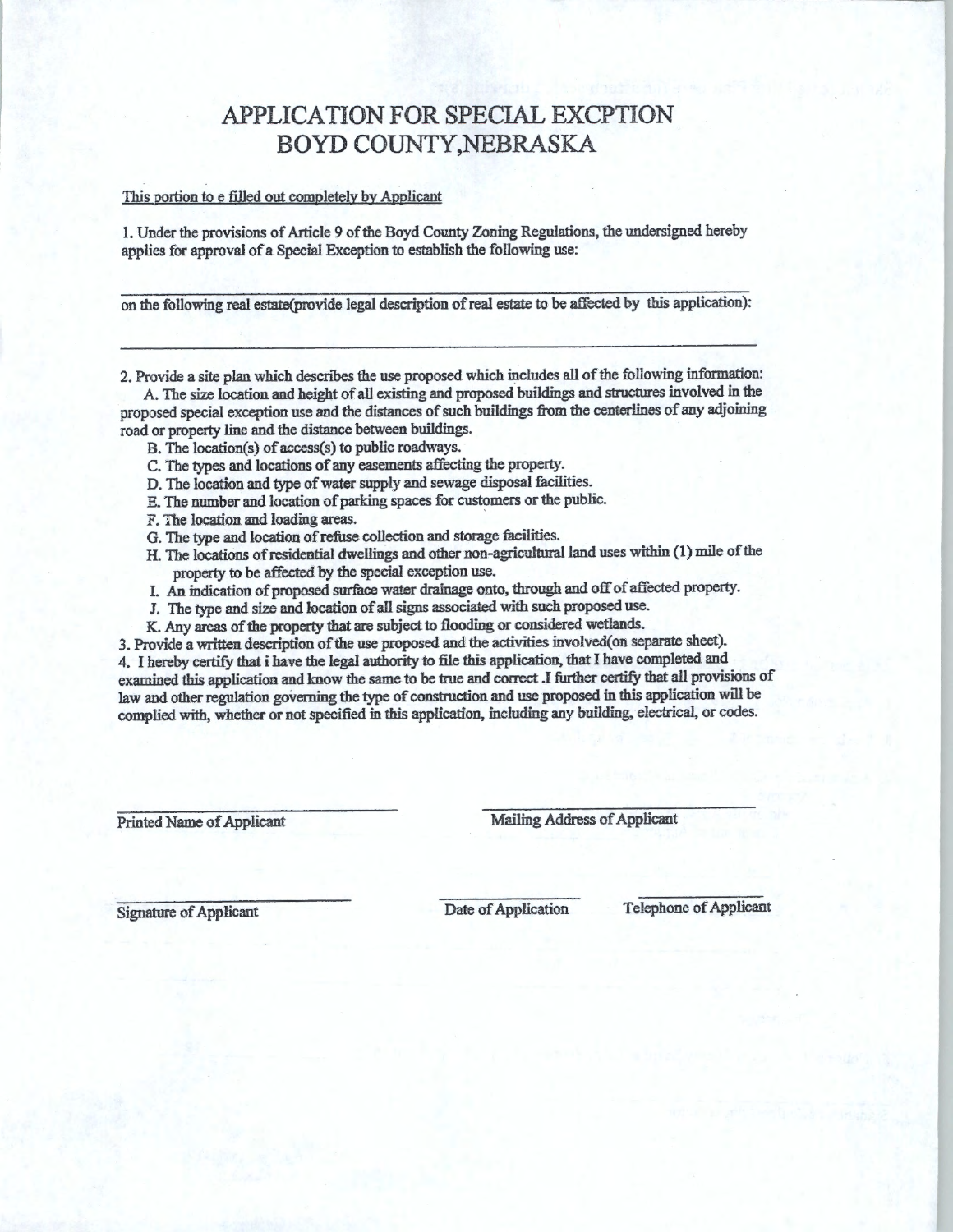# APPLICATION FOR SPECIAL EXCPTION
# BOYD COUNTY,NEBRASKA

This portion to e filled out completely by Applicant

1. Under the provisions of Article 9 of the Boyd County Zoning Regulations, the undersigned hereby applies for approval of a Special Exception to establish the following use:

_______________________________________________________________

on the following real estate(provide legal description of real estate to be affected by this application):

_______________________________________________________________

2. Provide a site plan which describes the use proposed which includes all of the following information:
   A. The size location and height of all existing and proposed buildings and structures involved in the proposed special exception use and the distances of such buildings from the centerlines of any adjoining road or property line and the distance between buildings.
   B. The location(s) of access(s) to public roadways.
   C. The types and locations of any easements affecting the property.
   D. The location and type of water supply and sewage disposal facilities.
   E. The number and location of parking spaces for customers or the public.
   F. The location and loading areas.
   G. The type and location of refuse collection and storage facilities.
   H. The locations of residential dwellings and other non-agricultural land uses within (1) mile of the property to be affected by the special exception use.
   I. An indication of proposed surface water drainage onto, through and off of affected property.
   J. The type and size and location of all signs associated with such proposed use.
   K. Any areas of the property that are subject to flooding or considered wetlands.
3. Provide a written description of the use proposed and the activities involved(on separate sheet).
4. I hereby certify that i have the legal authority to file this application, that I have completed and examined this application and know the same to be true and correct .I further certify that all provisions of law and other regulation governing the type of construction and use proposed in this application will be complied with, whether or not specified in this application, including any building, electrical, or codes.

_______________________ Printed Name of Applicant

_______________________ Mailing Address of Applicant

_______________________ Signature of Applicant

_______________________ Date of Application

_______________________ Telephone of Applicant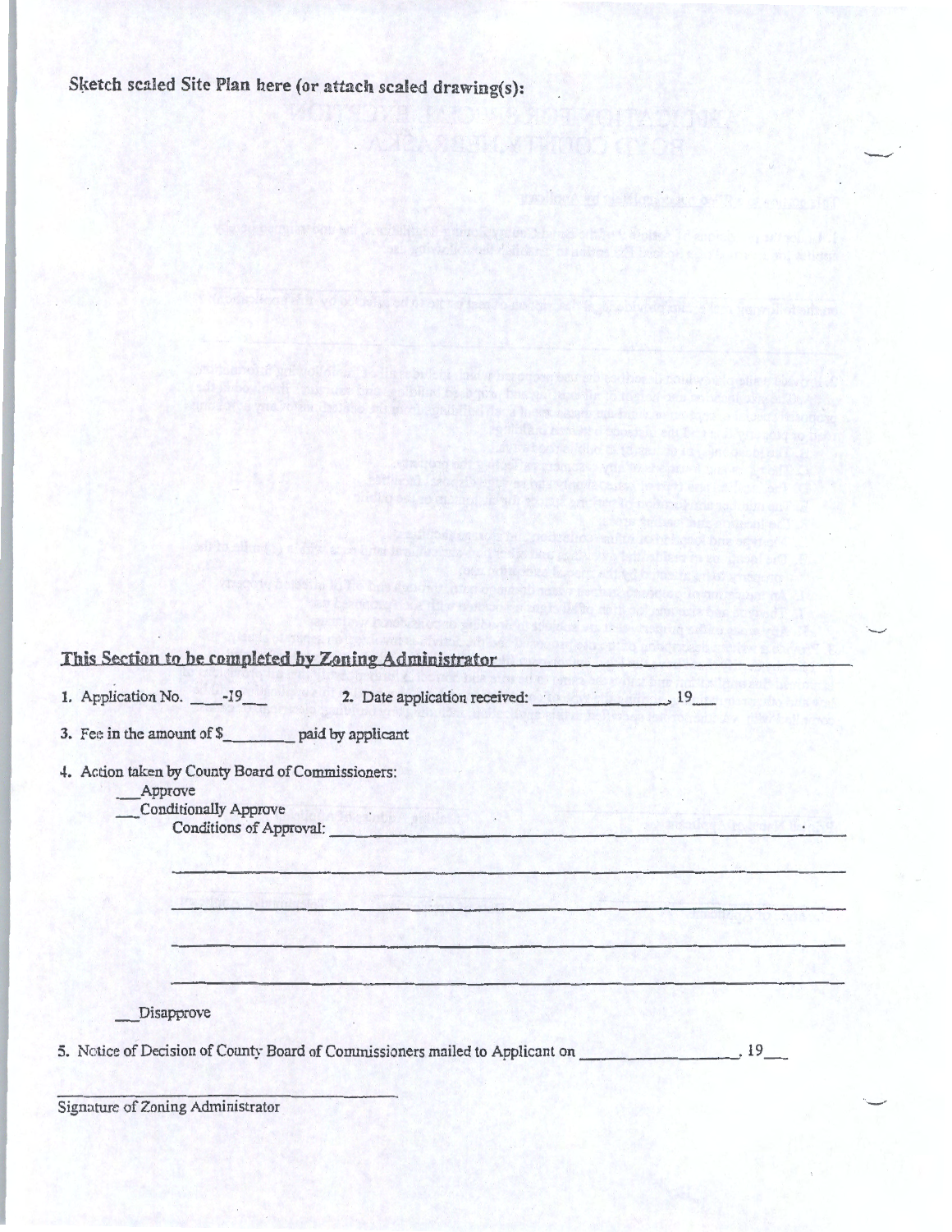Sketch scaled Site Plan here (or attach scaled drawing(s):

**This Section to be completed by Zoning Administrator**

1. Application No. \_\_\_-19\_\_\_     2. Date application received: \_\_\_\_\_\_\_\_\_\_\_\_, 19\_\_\_

3. Fee in the amount of $\_\_\_\_\_\_\_\_ paid by applicant

4. Action taken by County Board of Commissioners:

   \_\_\_Approve

   \_\_\_Conditionally Approve

   Conditions of Approval: \_\_\_\_\_\_\_\_\_\_\_\_\_\_\_\_\_\_\_\_\_\_\_\_\_\_\_\_\_\_\_\_\_\_\_\_\_\_\_\_\_\_\_\_\_\_\_\_

   \_\_\_\_\_\_\_\_\_\_\_\_\_\_\_\_\_\_\_\_\_\_\_\_\_\_\_\_\_\_\_\_\_\_\_\_\_\_\_\_\_\_\_\_\_\_\_\_\_\_\_\_\_\_\_\_\_\_\_\_\_\_\_\_

   \_\_\_\_\_\_\_\_\_\_\_\_\_\_\_\_\_\_\_\_\_\_\_\_\_\_\_\_\_\_\_\_\_\_\_\_\_\_\_\_\_\_\_\_\_\_\_\_\_\_\_\_\_\_\_\_\_\_\_\_\_\_\_\_

   \_\_\_\_\_\_\_\_\_\_\_\_\_\_\_\_\_\_\_\_\_\_\_\_\_\_\_\_\_\_\_\_\_\_\_\_\_\_\_\_\_\_\_\_\_\_\_\_\_\_\_\_\_\_\_\_\_\_\_\_\_\_\_\_

   \_\_\_\_\_\_\_\_\_\_\_\_\_\_\_\_\_\_\_\_\_\_\_\_\_\_\_\_\_\_\_\_\_\_\_\_\_\_\_\_\_\_\_\_\_\_\_\_\_\_\_\_\_\_\_\_\_\_\_\_\_\_\_\_

   \_\_\_Disapprove

5. Notice of Decision of County Board of Commissioners mailed to Applicant on \_\_\_\_\_\_\_\_\_\_\_\_, 19\_\_\_

\_\_\_\_\_\_\_\_\_\_\_\_\_\_\_\_\_\_\_\_\_\_\_\_\_\_\_\_\_\_\_\_\_\_\_\_

Signature of Zoning Administrator